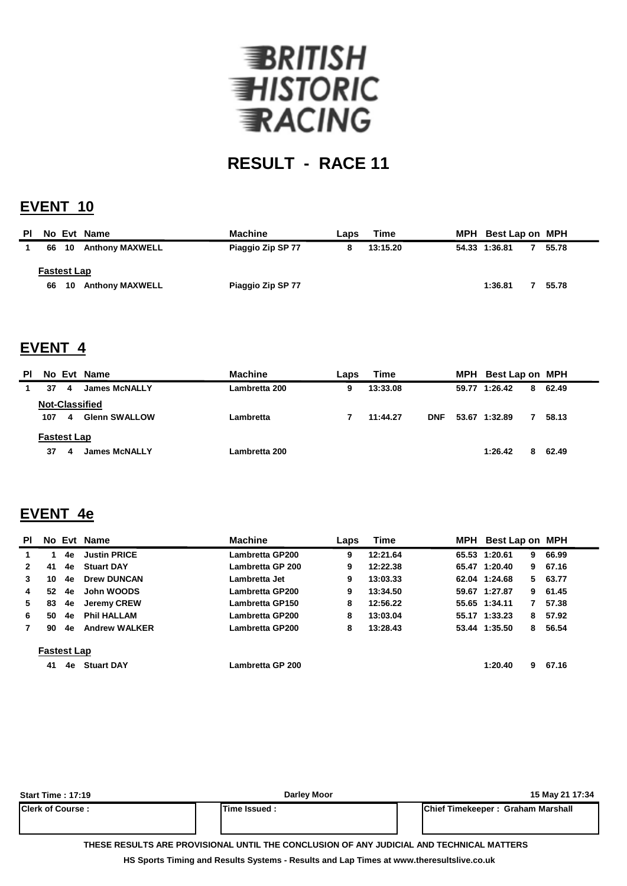# BRITISH HISTORIC RACING

## RESULT - RACE 11

## EVENT 10

| Pl | No | Evt | Name | Machine | Laps | Time | | MPH | Best Lap | on | MPH |
|---|---|---|---|---|---|---|---|---|---|---|---|
| 1 | 66 | 10 | Anthony MAXWELL | Piaggio Zip SP 77 | 8 | 13:15.20 | | 54.33 | 1:36.81 | 7 | 55.78 |
| **Fastest Lap** | | | | | | | | | | | |
| | 66 | 10 | Anthony MAXWELL | Piaggio Zip SP 77 | | | | | 1:36.81 | 7 | 55.78 |

## EVENT 4

| Pl | No | Evt | Name | Machine | Laps | Time | | MPH | Best Lap | on | MPH |
|---|---|---|---|---|---|---|---|---|---|---|---|
| 1 | 37 | 4 | James McNALLY | Lambretta 200 | 9 | 13:33.08 | | 59.77 | 1:26.42 | 8 | 62.49 |
| **Not-Classified** | | | | | | | | | | | |
| | 107 | 4 | Glenn SWALLOW | Lambretta | 7 | 11:44.27 | DNF | 53.67 | 1:32.89 | 7 | 58.13 |
| **Fastest Lap** | | | | | | | | | | | |
| | 37 | 4 | James McNALLY | Lambretta 200 | | | | | 1:26.42 | 8 | 62.49 |

## EVENT 4e

| Pl | No | Evt | Name | Machine | Laps | Time | MPH | Best Lap | on | MPH |
|---|---|---|---|---|---|---|---|---|---|---|
| 1 | 1 | 4e | Justin PRICE | Lambretta GP200 | 9 | 12:21.64 | 65.53 | 1:20.61 | 9 | 66.99 |
| 2 | 41 | 4e | Stuart DAY | Lambretta GP 200 | 9 | 12:22.38 | 65.47 | 1:20.40 | 9 | 67.16 |
| 3 | 10 | 4e | Drew DUNCAN | Lambretta Jet | 9 | 13:03.33 | 62.04 | 1:24.68 | 5 | 63.77 |
| 4 | 52 | 4e | John WOODS | Lambretta GP200 | 9 | 13:34.50 | 59.67 | 1:27.87 | 9 | 61.45 |
| 5 | 83 | 4e | Jeremy CREW | Lambretta GP150 | 8 | 12:56.22 | 55.65 | 1:34.11 | 7 | 57.38 |
| 6 | 50 | 4e | Phil HALLAM | Lambretta GP200 | 8 | 13:03.04 | 55.17 | 1:33.23 | 8 | 57.92 |
| 7 | 90 | 4e | Andrew WALKER | Lambretta GP200 | 8 | 13:28.43 | 53.44 | 1:35.50 | 8 | 56.54 |
| **Fastest Lap** | | | | | | | | | | |
| | 41 | 4e | Stuart DAY | Lambretta GP 200 | | | | 1:20.40 | 9 | 67.16 |

Start Time : 17:19 | Darley Moor | 15 May 21 17:34

| Clerk of Course : | Time Issued : | Chief Timekeeper : Graham Marshall |
|---|---|---|

THESE RESULTS ARE PROVISIONAL UNTIL THE CONCLUSION OF ANY JUDICIAL AND TECHNICAL MATTERS

HS Sports Timing and Results Systems - Results and Lap Times at www.theresultslive.co.uk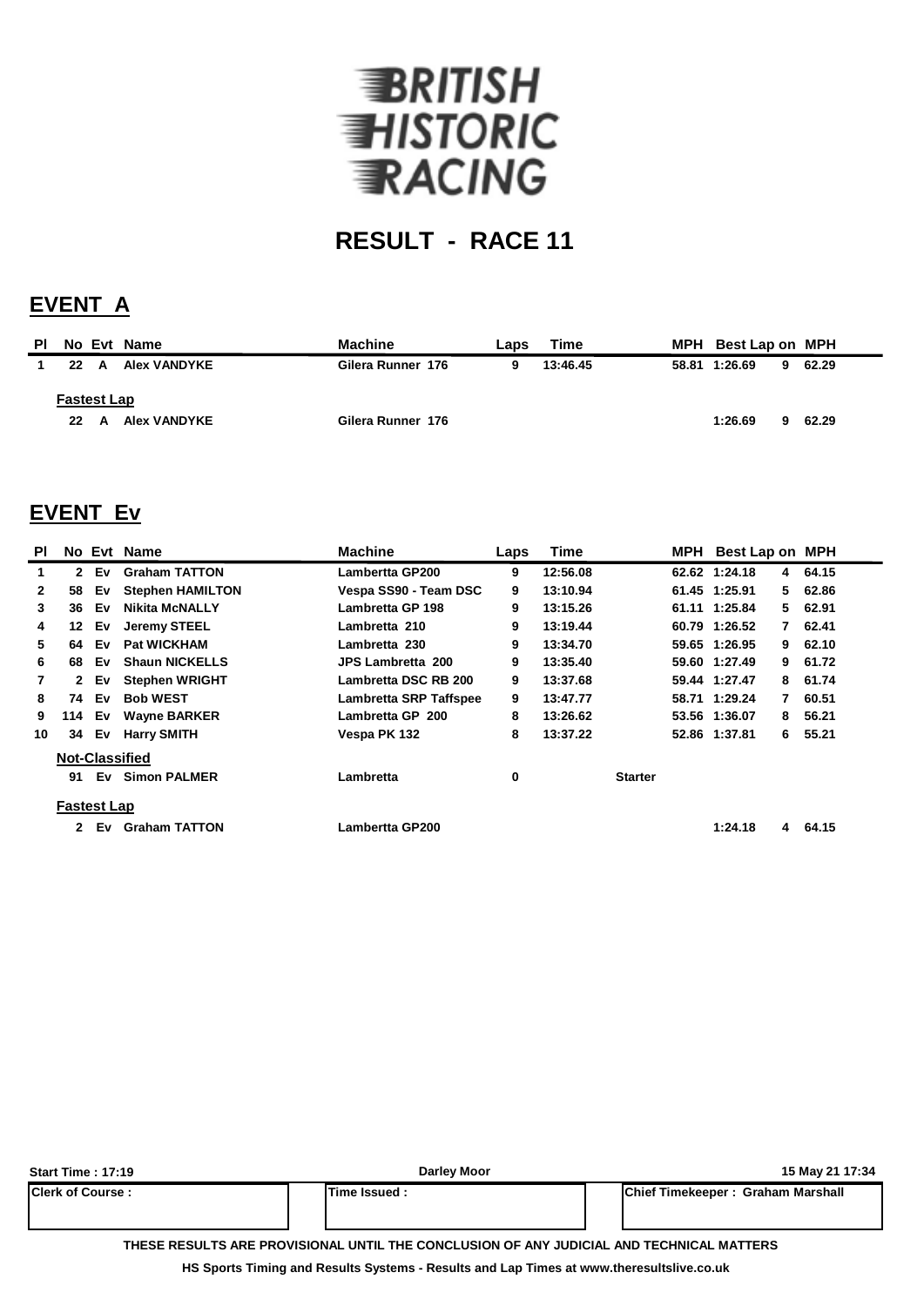BRITISH HISTORIC RACING

# RESULT - RACE 11

## EVENT A

| Pl | No | Evt | Name | Machine | Laps | Time | | MPH | Best Lap | on | MPH |
|---|---|---|---|---|---|---|---|---|---|---|---|
| 1 | 22 | A | Alex VANDYKE | Gilera Runner 176 | 9 | 13:46.45 | | 58.81 | 1:26.69 | 9 | 62.29 |
| | **Fastest Lap** | | | | | | | | | | |
| | 22 | A | Alex VANDYKE | Gilera Runner 176 | | | | | 1:26.69 | 9 | 62.29 |

## EVENT Ev

| Pl | No | Evt | Name | Machine | Laps | Time | | MPH | Best Lap | on | MPH |
|---|---|---|---|---|---|---|---|---|---|---|---|
| 1 | 2 | Ev | Graham TATTON | Lambertta GP200 | 9 | 12:56.08 | | 62.62 | 1:24.18 | 4 | 64.15 |
| 2 | 58 | Ev | Stephen HAMILTON | Vespa SS90 - Team DSC | 9 | 13:10.94 | | 61.45 | 1:25.91 | 5 | 62.86 |
| 3 | 36 | Ev | Nikita McNALLY | Lambretta GP 198 | 9 | 13:15.26 | | 61.11 | 1:25.84 | 5 | 62.91 |
| 4 | 12 | Ev | Jeremy STEEL | Lambretta 210 | 9 | 13:19.44 | | 60.79 | 1:26.52 | 7 | 62.41 |
| 5 | 64 | Ev | Pat WICKHAM | Lambretta 230 | 9 | 13:34.70 | | 59.65 | 1:26.95 | 9 | 62.10 |
| 6 | 68 | Ev | Shaun NICKELLS | JPS Lambretta 200 | 9 | 13:35.40 | | 59.60 | 1:27.49 | 9 | 61.72 |
| 7 | 2 | Ev | Stephen WRIGHT | Lambretta DSC RB 200 | 9 | 13:37.68 | | 59.44 | 1:27.47 | 8 | 61.74 |
| 8 | 74 | Ev | Bob WEST | Lambretta SRP Taffspee | 9 | 13:47.77 | | 58.71 | 1:29.24 | 7 | 60.51 |
| 9 | 114 | Ev | Wayne BARKER | Lambretta GP 200 | 8 | 13:26.62 | | 53.56 | 1:36.07 | 8 | 56.21 |
| 10 | 34 | Ev | Harry SMITH | Vespa PK 132 | 8 | 13:37.22 | | 52.86 | 1:37.81 | 6 | 55.21 |
| | **Not-Classified** | | | | | | | | | | |
| | 91 | Ev | Simon PALMER | Lambretta | 0 | | Starter | | | | |
| | **Fastest Lap** | | | | | | | | | | |
| | 2 | Ev | Graham TATTON | Lambertta GP200 | | | | | 1:24.18 | 4 | 64.15 |

Start Time : 17:19 | Darley Moor | 15 May 21 17:34

| Clerk of Course : | Time Issued : | Chief Timekeeper : Graham Marshall |
|---|---|---|

THESE RESULTS ARE PROVISIONAL UNTIL THE CONCLUSION OF ANY JUDICIAL AND TECHNICAL MATTERS

HS Sports Timing and Results Systems - Results and Lap Times at www.theresultslive.co.uk